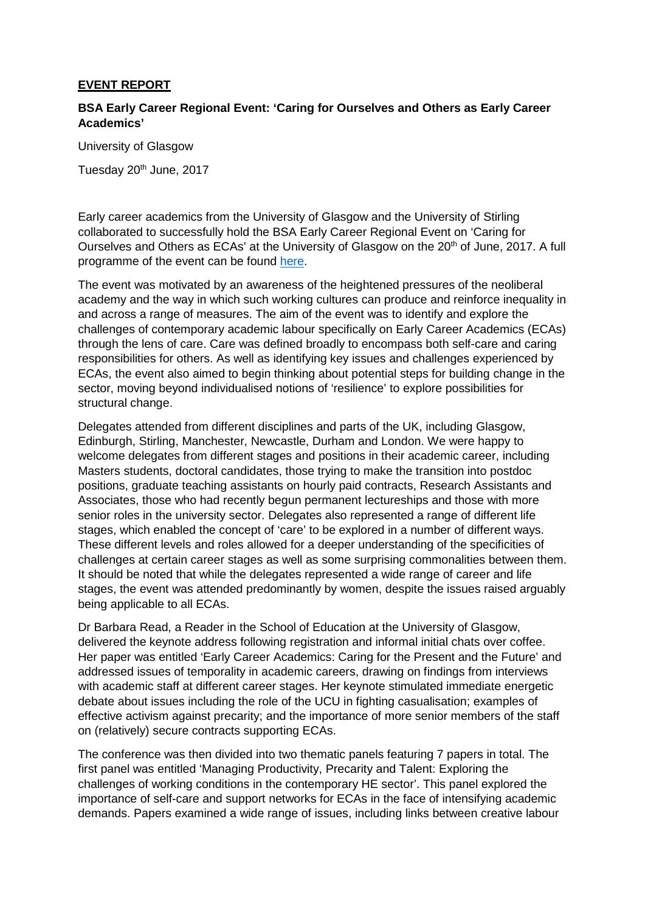**EVENT REPORT**

**BSA Early Career Regional Event: 'Caring for Ourselves and Others as Early Career Academics'**

University of Glasgow

Tuesday 20th June, 2017

Early career academics from the University of Glasgow and the University of Stirling collaborated to successfully hold the BSA Early Career Regional Event on 'Caring for Ourselves and Others as ECAs' at the University of Glasgow on the 20th of June, 2017. A full programme of the event can be found here.

The event was motivated by an awareness of the heightened pressures of the neoliberal academy and the way in which such working cultures can produce and reinforce inequality in and across a range of measures. The aim of the event was to identify and explore the challenges of contemporary academic labour specifically on Early Career Academics (ECAs) through the lens of care. Care was defined broadly to encompass both self-care and caring responsibilities for others. As well as identifying key issues and challenges experienced by ECAs, the event also aimed to begin thinking about potential steps for building change in the sector, moving beyond individualised notions of 'resilience' to explore possibilities for structural change.

Delegates attended from different disciplines and parts of the UK, including Glasgow, Edinburgh, Stirling, Manchester, Newcastle, Durham and London. We were happy to welcome delegates from different stages and positions in their academic career, including Masters students, doctoral candidates, those trying to make the transition into postdoc positions, graduate teaching assistants on hourly paid contracts, Research Assistants and Associates, those who had recently begun permanent lectureships and those with more senior roles in the university sector. Delegates also represented a range of different life stages, which enabled the concept of 'care' to be explored in a number of different ways. These different levels and roles allowed for a deeper understanding of the specificities of challenges at certain career stages as well as some surprising commonalities between them. It should be noted that while the delegates represented a wide range of career and life stages, the event was attended predominantly by women, despite the issues raised arguably being applicable to all ECAs.

Dr Barbara Read, a Reader in the School of Education at the University of Glasgow, delivered the keynote address following registration and informal initial chats over coffee. Her paper was entitled 'Early Career Academics: Caring for the Present and the Future' and addressed issues of temporality in academic careers, drawing on findings from interviews with academic staff at different career stages. Her keynote stimulated immediate energetic debate about issues including the role of the UCU in fighting casualisation; examples of effective activism against precarity; and the importance of more senior members of the staff on (relatively) secure contracts supporting ECAs.

The conference was then divided into two thematic panels featuring 7 papers in total. The first panel was entitled 'Managing Productivity, Precarity and Talent: Exploring the challenges of working conditions in the contemporary HE sector'. This panel explored the importance of self-care and support networks for ECAs in the face of intensifying academic demands. Papers examined a wide range of issues, including links between creative labour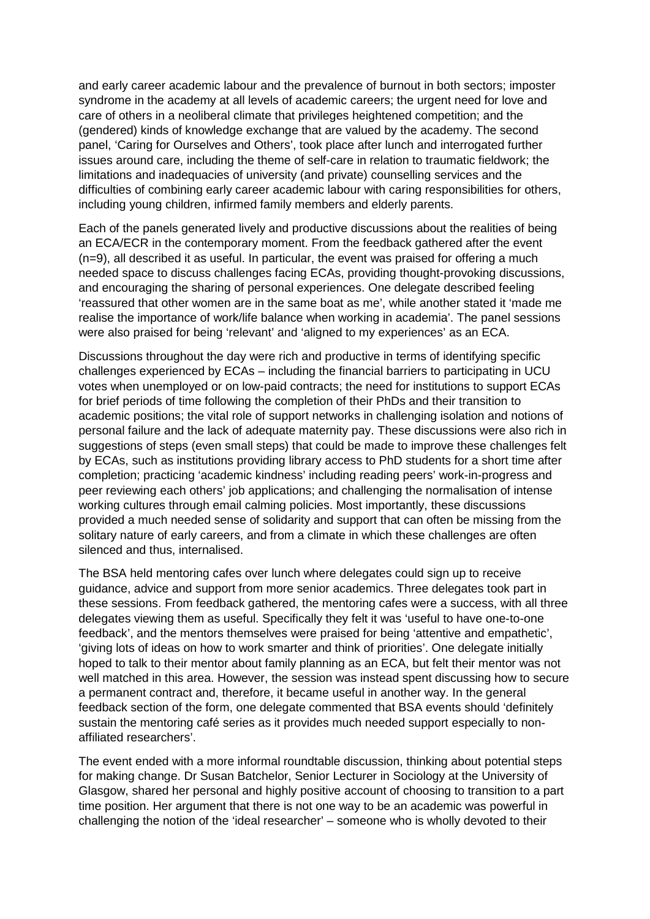and early career academic labour and the prevalence of burnout in both sectors; imposter syndrome in the academy at all levels of academic careers; the urgent need for love and care of others in a neoliberal climate that privileges heightened competition; and the (gendered) kinds of knowledge exchange that are valued by the academy. The second panel, 'Caring for Ourselves and Others', took place after lunch and interrogated further issues around care, including the theme of self-care in relation to traumatic fieldwork; the limitations and inadequacies of university (and private) counselling services and the difficulties of combining early career academic labour with caring responsibilities for others, including young children, infirmed family members and elderly parents.

Each of the panels generated lively and productive discussions about the realities of being an ECA/ECR in the contemporary moment. From the feedback gathered after the event (n=9), all described it as useful. In particular, the event was praised for offering a much needed space to discuss challenges facing ECAs, providing thought-provoking discussions, and encouraging the sharing of personal experiences. One delegate described feeling 'reassured that other women are in the same boat as me', while another stated it 'made me realise the importance of work/life balance when working in academia'. The panel sessions were also praised for being 'relevant' and 'aligned to my experiences' as an ECA.

Discussions throughout the day were rich and productive in terms of identifying specific challenges experienced by ECAs – including the financial barriers to participating in UCU votes when unemployed or on low-paid contracts; the need for institutions to support ECAs for brief periods of time following the completion of their PhDs and their transition to academic positions; the vital role of support networks in challenging isolation and notions of personal failure and the lack of adequate maternity pay. These discussions were also rich in suggestions of steps (even small steps) that could be made to improve these challenges felt by ECAs, such as institutions providing library access to PhD students for a short time after completion; practicing 'academic kindness' including reading peers' work-in-progress and peer reviewing each others' job applications; and challenging the normalisation of intense working cultures through email calming policies. Most importantly, these discussions provided a much needed sense of solidarity and support that can often be missing from the solitary nature of early careers, and from a climate in which these challenges are often silenced and thus, internalised.

The BSA held mentoring cafes over lunch where delegates could sign up to receive guidance, advice and support from more senior academics. Three delegates took part in these sessions. From feedback gathered, the mentoring cafes were a success, with all three delegates viewing them as useful. Specifically they felt it was 'useful to have one-to-one feedback', and the mentors themselves were praised for being 'attentive and empathetic', 'giving lots of ideas on how to work smarter and think of priorities'. One delegate initially hoped to talk to their mentor about family planning as an ECA, but felt their mentor was not well matched in this area. However, the session was instead spent discussing how to secure a permanent contract and, therefore, it became useful in another way. In the general feedback section of the form, one delegate commented that BSA events should 'definitely sustain the mentoring café series as it provides much needed support especially to non-affiliated researchers'.

The event ended with a more informal roundtable discussion, thinking about potential steps for making change. Dr Susan Batchelor, Senior Lecturer in Sociology at the University of Glasgow, shared her personal and highly positive account of choosing to transition to a part time position. Her argument that there is not one way to be an academic was powerful in challenging the notion of the 'ideal researcher' – someone who is wholly devoted to their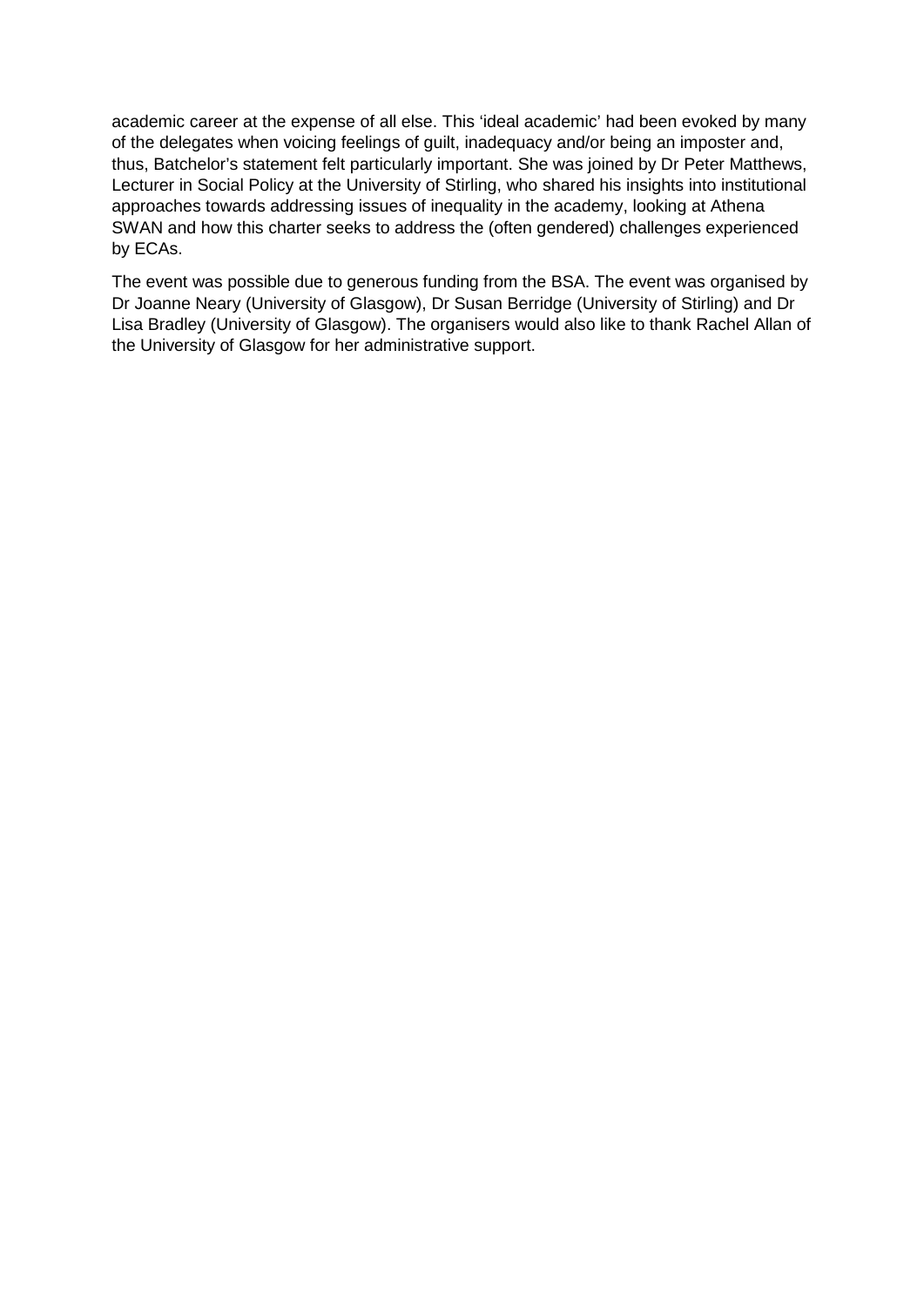academic career at the expense of all else. This 'ideal academic' had been evoked by many of the delegates when voicing feelings of guilt, inadequacy and/or being an imposter and, thus, Batchelor's statement felt particularly important. She was joined by Dr Peter Matthews, Lecturer in Social Policy at the University of Stirling, who shared his insights into institutional approaches towards addressing issues of inequality in the academy, looking at Athena SWAN and how this charter seeks to address the (often gendered) challenges experienced by ECAs.

The event was possible due to generous funding from the BSA. The event was organised by Dr Joanne Neary (University of Glasgow), Dr Susan Berridge (University of Stirling) and Dr Lisa Bradley (University of Glasgow). The organisers would also like to thank Rachel Allan of the University of Glasgow for her administrative support.